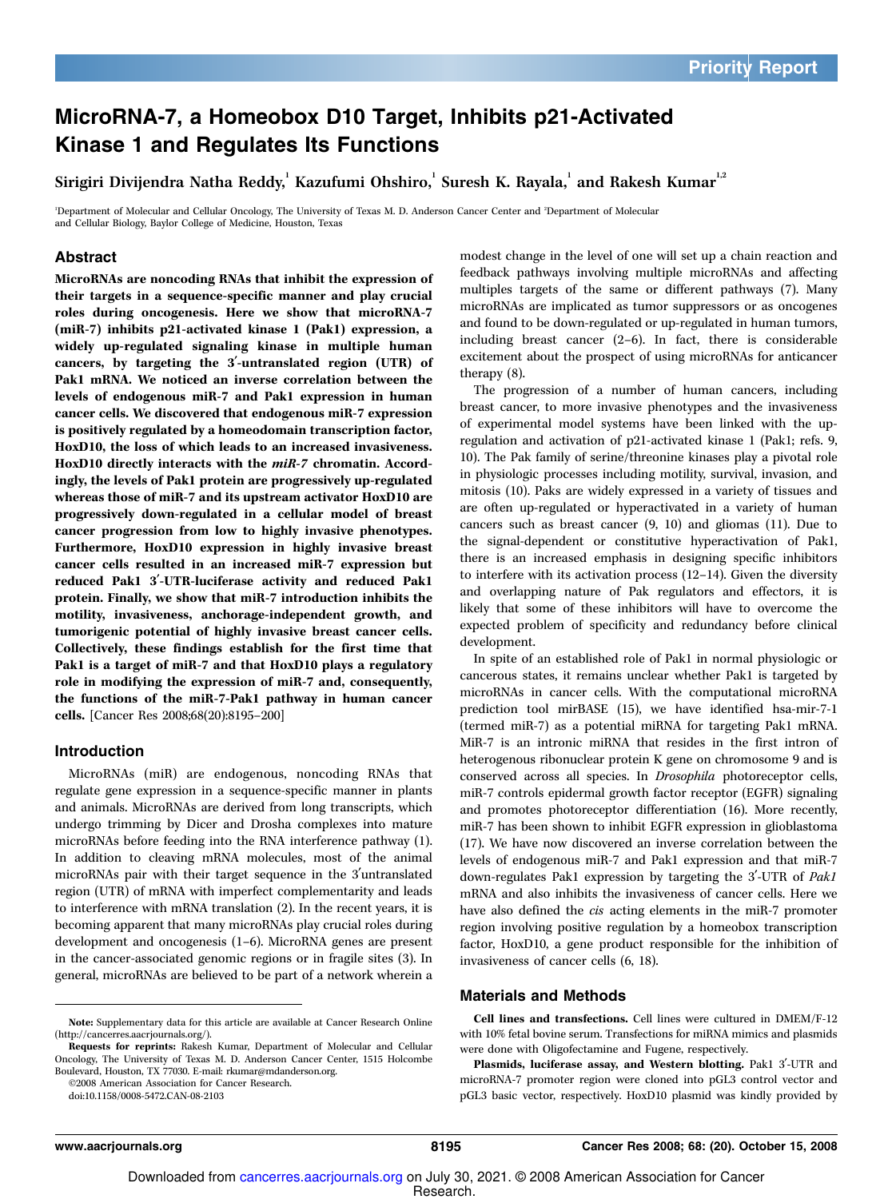# MicroRNA-7, a Homeobox D10 Target, Inhibits p21-Activated Kinase 1 and Regulates Its Functions

Sirigiri Divijendra Natha Reddy,[1] Kazufumi Ohshiro,[1] Suresh K. Rayala,[1] and Rakesh Kumar[1,2]

[1]Department of Molecular and Cellular Oncology, The University of Texas M. D. Anderson Cancer Center and [2]Department of Molecular and Cellular Biology, Baylor College of Medicine, Houston, Texas

## Abstract

**MicroRNAs are noncoding RNAs that inhibit the expression of their targets in a sequence-specific manner and play crucial roles during oncogenesis. Here we show that microRNA-7 (miR-7) inhibits p21-activated kinase 1 (Pak1) expression, a widely up-regulated signaling kinase in multiple human cancers, by targeting the 3′-untranslated region (UTR) of Pak1 mRNA. We noticed an inverse correlation between the levels of endogenous miR-7 and Pak1 expression in human cancer cells. We discovered that endogenous miR-7 expression is positively regulated by a homeodomain transcription factor, HoxD10, the loss of which leads to an increased invasiveness. HoxD10 directly interacts with the *miR-7* chromatin. Accordingly, the levels of Pak1 protein are progressively up-regulated whereas those of miR-7 and its upstream activator HoxD10 are progressively down-regulated in a cellular model of breast cancer progression from low to highly invasive phenotypes. Furthermore, HoxD10 expression in highly invasive breast cancer cells resulted in an increased miR-7 expression but reduced Pak1 3′-UTR-luciferase activity and reduced Pak1 protein. Finally, we show that miR-7 introduction inhibits the motility, invasiveness, anchorage-independent growth, and tumorigenic potential of highly invasive breast cancer cells. Collectively, these findings establish for the first time that Pak1 is a target of miR-7 and that HoxD10 plays a regulatory role in modifying the expression of miR-7 and, consequently, the functions of the miR-7-Pak1 pathway in human cancer cells.** [Cancer Res 2008;68(20):8195–200]

## Introduction

MicroRNAs (miR) are endogenous, noncoding RNAs that regulate gene expression in a sequence-specific manner in plants and animals. MicroRNAs are derived from long transcripts, which undergo trimming by Dicer and Drosha complexes into mature microRNAs before feeding into the RNA interference pathway (1). In addition to cleaving mRNA molecules, most of the animal microRNAs pair with their target sequence in the 3′untranslated region (UTR) of mRNA with imperfect complementarity and leads to interference with mRNA translation (2). In the recent years, it is becoming apparent that many microRNAs play crucial roles during development and oncogenesis (1–6). MicroRNA genes are present in the cancer-associated genomic regions or in fragile sites (3). In general, microRNAs are believed to be part of a network wherein a modest change in the level of one will set up a chain reaction and feedback pathways involving multiple microRNAs and affecting multiples targets of the same or different pathways (7). Many microRNAs are implicated as tumor suppressors or as oncogenes and found to be down-regulated or up-regulated in human tumors, including breast cancer (2–6). In fact, there is considerable excitement about the prospect of using microRNAs for anticancer therapy (8).

The progression of a number of human cancers, including breast cancer, to more invasive phenotypes and the invasiveness of experimental model systems have been linked with the up-regulation and activation of p21-activated kinase 1 (Pak1; refs. 9, 10). The Pak family of serine/threonine kinases play a pivotal role in physiologic processes including motility, survival, invasion, and mitosis (10). Paks are widely expressed in a variety of tissues and are often up-regulated or hyperactivated in a variety of human cancers such as breast cancer (9, 10) and gliomas (11). Due to the signal-dependent or constitutive hyperactivation of Pak1, there is an increased emphasis in designing specific inhibitors to interfere with its activation process (12–14). Given the diversity and overlapping nature of Pak regulators and effectors, it is likely that some of these inhibitors will have to overcome the expected problem of specificity and redundancy before clinical development.

In spite of an established role of Pak1 in normal physiologic or cancerous states, it remains unclear whether Pak1 is targeted by microRNAs in cancer cells. With the computational microRNA prediction tool mirBASE (15), we have identified hsa-mir-7-1 (termed miR-7) as a potential miRNA for targeting Pak1 mRNA. MiR-7 is an intronic miRNA that resides in the first intron of heterogenous ribonuclear protein K gene on chromosome 9 and is conserved across all species. In *Drosophila* photoreceptor cells, miR-7 controls epidermal growth factor receptor (EGFR) signaling and promotes photoreceptor differentiation (16). More recently, miR-7 has been shown to inhibit EGFR expression in glioblastoma (17). We have now discovered an inverse correlation between the levels of endogenous miR-7 and Pak1 expression and that miR-7 down-regulates Pak1 expression by targeting the 3′-UTR of *Pak1* mRNA and also inhibits the invasiveness of cancer cells. Here we have also defined the *cis* acting elements in the miR-7 promoter region involving positive regulation by a homeobox transcription factor, HoxD10, a gene product responsible for the inhibition of invasiveness of cancer cells (6, 18).

## Materials and Methods

**Cell lines and transfections.** Cell lines were cultured in DMEM/F-12 with 10% fetal bovine serum. Transfections for miRNA mimics and plasmids were done with Oligofectamine and Fugene, respectively.

**Plasmids, luciferase assay, and Western blotting.** Pak1 3′-UTR and microRNA-7 promoter region were cloned into pGL3 control vector and pGL3 basic vector, respectively. HoxD10 plasmid was kindly provided by

**Note:** Supplementary data for this article are available at Cancer Research Online (http://cancerres.aacrjournals.org/).

**Requests for reprints:** Rakesh Kumar, Department of Molecular and Cellular Oncology, The University of Texas M. D. Anderson Cancer Center, 1515 Holcombe Boulevard, Houston, TX 77030. E-mail: rkumar@mdanderson.org.

©2008 American Association for Cancer Research.

doi:10.1158/0008-5472.CAN-08-2103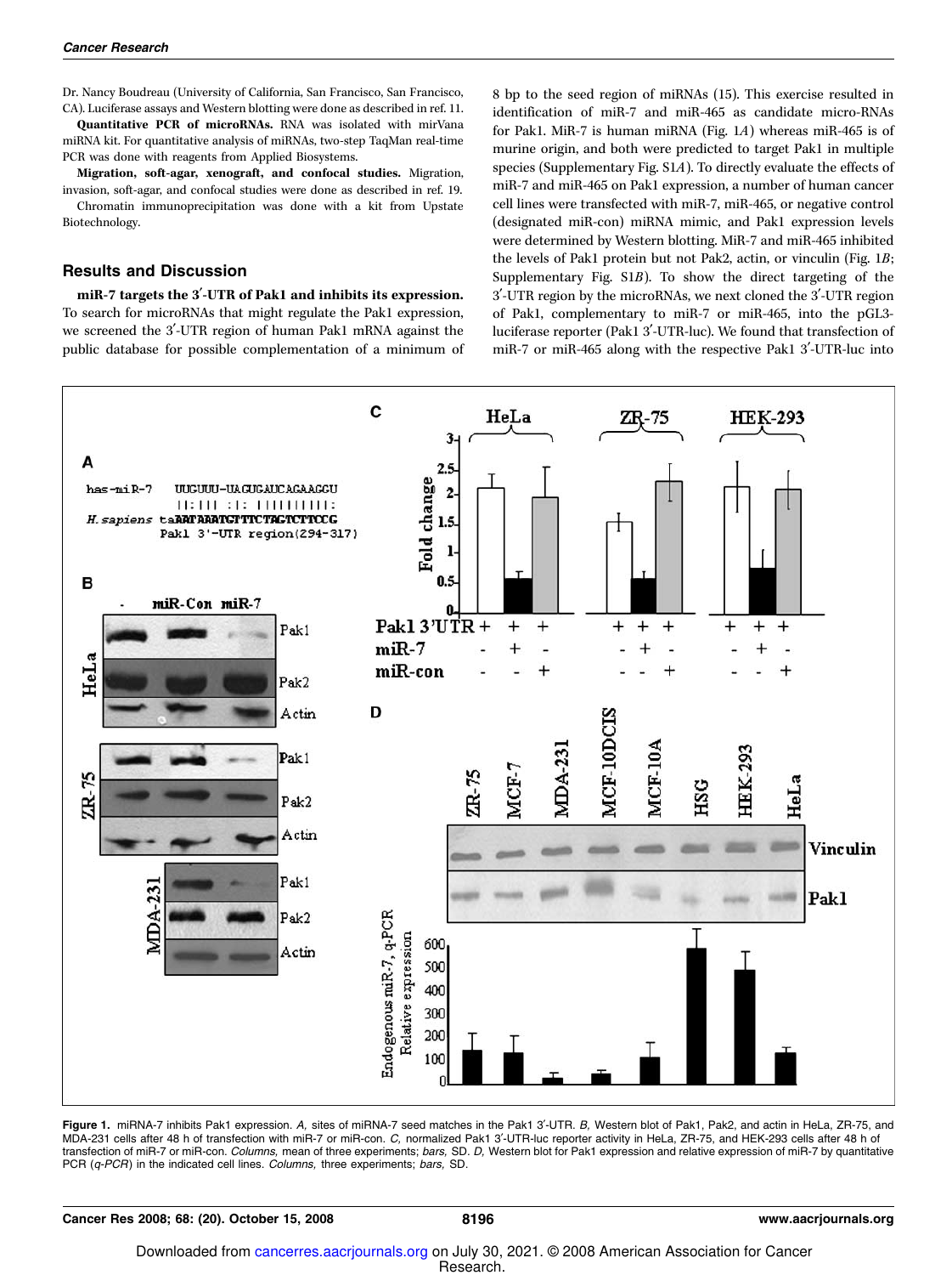Dr. Nancy Boudreau (University of California, San Francisco, San Francisco, CA). Luciferase assays and Western blotting were done as described in ref. 11.

**Quantitative PCR of microRNAs.** RNA was isolated with mirVana miRNA kit. For quantitative analysis of miRNAs, two-step TaqMan real-time PCR was done with reagents from Applied Biosystems.

**Migration, soft-agar, xenograft, and confocal studies.** Migration, invasion, soft-agar, and confocal studies were done as described in ref. 19.

Chromatin immunoprecipitation was done with a kit from Upstate Biotechnology.

## Results and Discussion

**miR-7 targets the 3′-UTR of Pak1 and inhibits its expression.** To search for microRNAs that might regulate the Pak1 expression, we screened the 3′-UTR region of human Pak1 mRNA against the public database for possible complementation of a minimum of 8 bp to the seed region of miRNAs (15). This exercise resulted in identification of miR-7 and miR-465 as candidate micro-RNAs for Pak1. MiR-7 is human miRNA (Fig. 1*A*) whereas miR-465 is of murine origin, and both were predicted to target Pak1 in multiple species (Supplementary Fig. S1*A*). To directly evaluate the effects of miR-7 and miR-465 on Pak1 expression, a number of human cancer cell lines were transfected with miR-7, miR-465, or negative control (designated miR-con) miRNA mimic, and Pak1 expression levels were determined by Western blotting. MiR-7 and miR-465 inhibited the levels of Pak1 protein but not Pak2, actin, or vinculin (Fig. 1*B*; Supplementary Fig. S1*B*). To show the direct targeting of the 3′-UTR region by the microRNAs, we next cloned the 3′-UTR region of Pak1, complementary to miR-7 or miR-465, into the pGL3-luciferase reporter (Pak1 3′-UTR-luc). We found that transfection of miR-7 or miR-465 along with the respective Pak1 3′-UTR-luc into

**Figure 1.** miRNA-7 inhibits Pak1 expression. *A,* sites of miRNA-7 seed matches in the Pak1 3′-UTR. *B,* Western blot of Pak1, Pak2, and actin in HeLa, ZR-75, and MDA-231 cells after 48 h of transfection with miR-7 or miR-con. *C,* normalized Pak1 3′-UTR-luc reporter activity in HeLa, ZR-75, and HEK-293 cells after 48 h of transfection of miR-7 or miR-con. *Columns,* mean of three experiments; *bars,* SD. *D,* Western blot for Pak1 expression and relative expression of miR-7 by quantitative PCR (*q-PCR*) in the indicated cell lines. *Columns,* three experiments; *bars,* SD.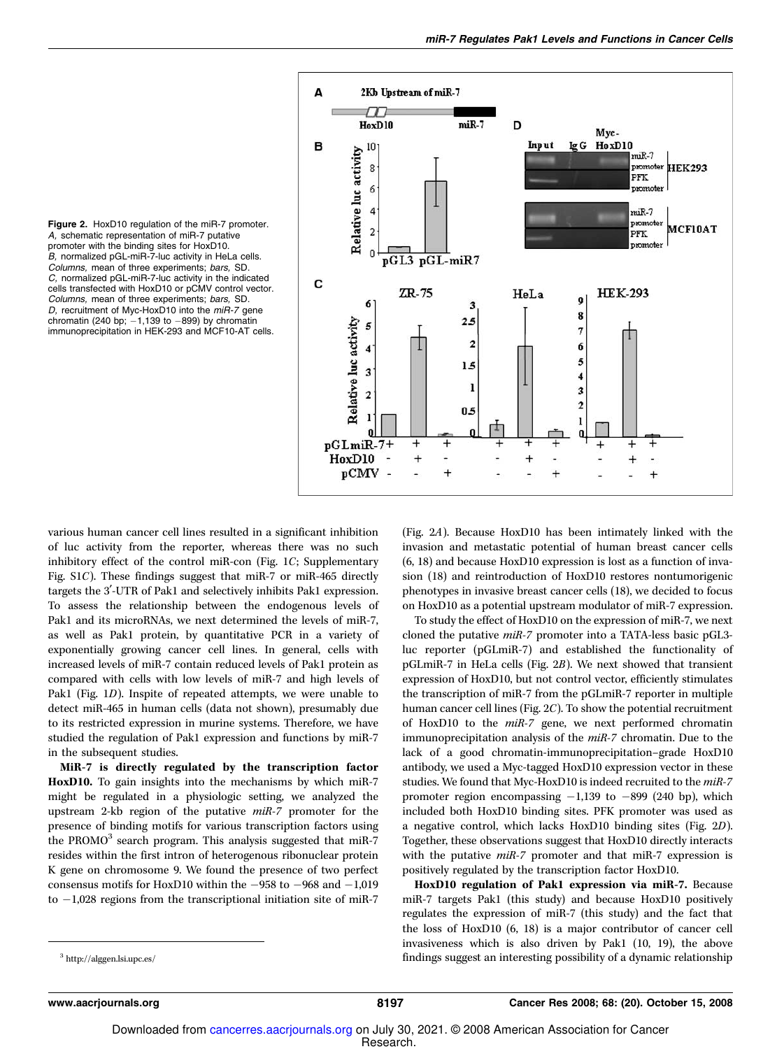**Figure 2.** HoxD10 regulation of the miR-7 promoter. *A,* schematic representation of miR-7 putative promoter with the binding sites for HoxD10. *B,* normalized pGL-miR-7-luc activity in HeLa cells. *Columns,* mean of three experiments; *bars,* SD. *C,* normalized pGL-miR-7-luc activity in the indicated cells transfected with HoxD10 or pCMV control vector. *Columns,* mean of three experiments; *bars,* SD. *D,* recruitment of Myc-HoxD10 into the *miR-7* gene chromatin (240 bp; −1,139 to −899) by chromatin immunoprecipitation in HEK-293 and MCF10-AT cells.

various human cancer cell lines resulted in a significant inhibition of luc activity from the reporter, whereas there was no such inhibitory effect of the control miR-con (Fig. 1*C*; Supplementary Fig. S1*C*). These findings suggest that miR-7 or miR-465 directly targets the 3′-UTR of Pak1 and selectively inhibits Pak1 expression. To assess the relationship between the endogenous levels of Pak1 and its microRNAs, we next determined the levels of miR-7, as well as Pak1 protein, by quantitative PCR in a variety of exponentially growing cancer cell lines. In general, cells with increased levels of miR-7 contain reduced levels of Pak1 protein as compared with cells with low levels of miR-7 and high levels of Pak1 (Fig. 1*D*). Inspite of repeated attempts, we were unable to detect miR-465 in human cells (data not shown), presumably due to its restricted expression in murine systems. Therefore, we have studied the regulation of Pak1 expression and functions by miR-7 in the subsequent studies.

**MiR-7 is directly regulated by the transcription factor HoxD10.** To gain insights into the mechanisms by which miR-7 might be regulated in a physiologic setting, we analyzed the upstream 2-kb region of the putative *miR-7* promoter for the presence of binding motifs for various transcription factors using the PROMO[3] search program. This analysis suggested that miR-7 resides within the first intron of heterogenous ribonuclear protein K gene on chromosome 9. We found the presence of two perfect consensus motifs for HoxD10 within the −958 to −968 and −1,019 to −1,028 regions from the transcriptional initiation site of miR-7 (Fig. 2*A*). Because HoxD10 has been intimately linked with the invasion and metastatic potential of human breast cancer cells (6, 18) and because HoxD10 expression is lost as a function of invasion (18) and reintroduction of HoxD10 restores nontumorigenic phenotypes in invasive breast cancer cells (18), we decided to focus on HoxD10 as a potential upstream modulator of miR-7 expression.

To study the effect of HoxD10 on the expression of miR-7, we next cloned the putative *miR-7* promoter into a TATA-less basic pGL3-luc reporter (pGLmiR-7) and established the functionality of pGLmiR-7 in HeLa cells (Fig. 2*B*). We next showed that transient expression of HoxD10, but not control vector, efficiently stimulates the transcription of miR-7 from the pGLmiR-7 reporter in multiple human cancer cell lines (Fig. 2*C*). To show the potential recruitment of HoxD10 to the *miR-7* gene, we next performed chromatin immunoprecipitation analysis of the *miR-7* chromatin. Due to the lack of a good chromatin-immunoprecipitation–grade HoxD10 antibody, we used a Myc-tagged HoxD10 expression vector in these studies. We found that Myc-HoxD10 is indeed recruited to the *miR-7* promoter region encompassing −1,139 to −899 (240 bp), which included both HoxD10 binding sites. PFK promoter was used as a negative control, which lacks HoxD10 binding sites (Fig. 2*D*). Together, these observations suggest that HoxD10 directly interacts with the putative *miR-7* promoter and that miR-7 expression is positively regulated by the transcription factor HoxD10.

**HoxD10 regulation of Pak1 expression via miR-7.** Because miR-7 targets Pak1 (this study) and because HoxD10 positively regulates the expression of miR-7 (this study) and the fact that the loss of HoxD10 (6, 18) is a major contributor of cancer cell invasiveness which is also driven by Pak1 (10, 19), the above findings suggest an interesting possibility of a dynamic relationship

[3] http://alggen.lsi.upc.es/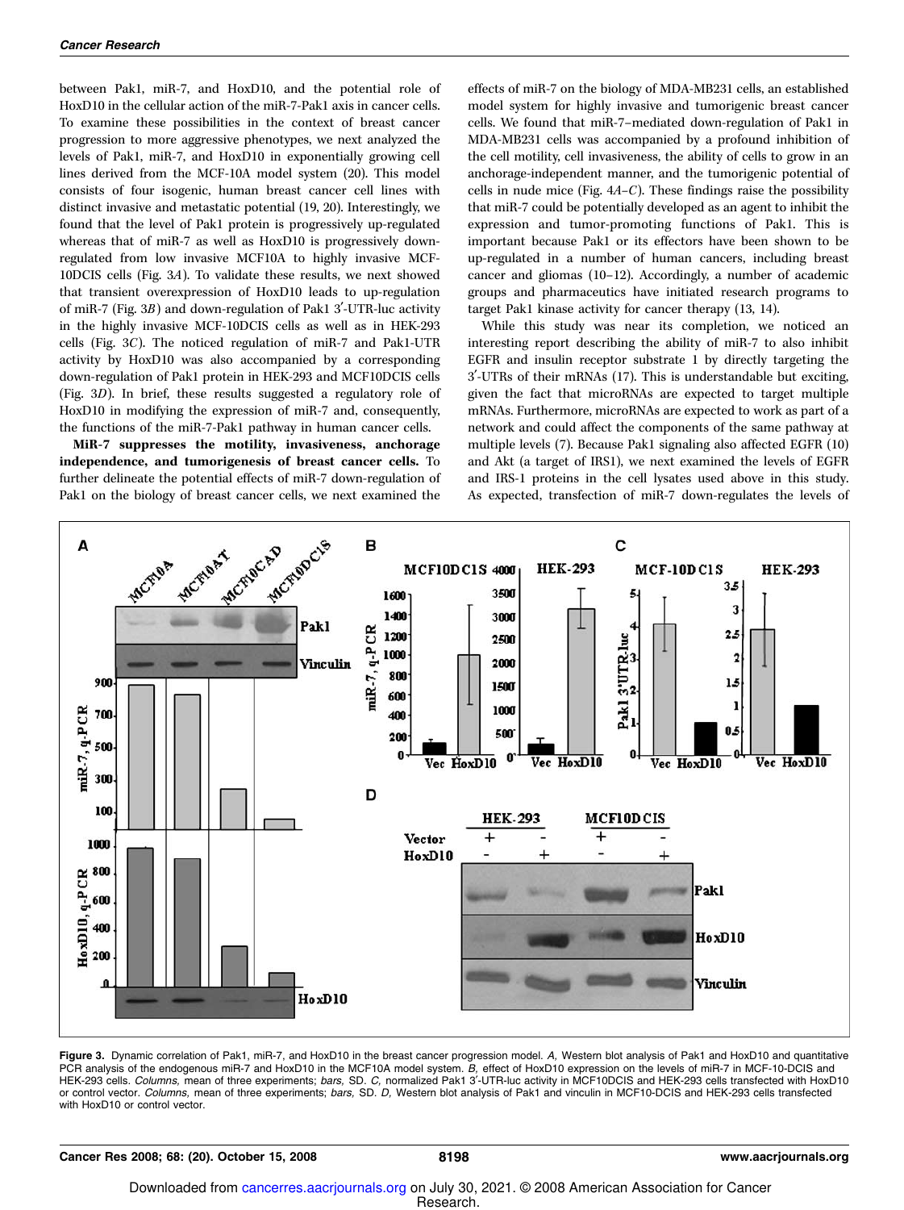between Pak1, miR-7, and HoxD10, and the potential role of HoxD10 in the cellular action of the miR-7-Pak1 axis in cancer cells. To examine these possibilities in the context of breast cancer progression to more aggressive phenotypes, we next analyzed the levels of Pak1, miR-7, and HoxD10 in exponentially growing cell lines derived from the MCF-10A model system (20). This model consists of four isogenic, human breast cancer cell lines with distinct invasive and metastatic potential (19, 20). Interestingly, we found that the level of Pak1 protein is progressively up-regulated whereas that of miR-7 as well as HoxD10 is progressively down-regulated from low invasive MCF10A to highly invasive MCF-10DCIS cells (Fig. 3*A*). To validate these results, we next showed that transient overexpression of HoxD10 leads to up-regulation of miR-7 (Fig. 3*B*) and down-regulation of Pak1 3′-UTR-luc activity in the highly invasive MCF-10DCIS cells as well as in HEK-293 cells (Fig. 3*C*). The noticed regulation of miR-7 and Pak1-UTR activity by HoxD10 was also accompanied by a corresponding down-regulation of Pak1 protein in HEK-293 and MCF10DCIS cells (Fig. 3*D*). In brief, these results suggested a regulatory role of HoxD10 in modifying the expression of miR-7 and, consequently, the functions of the miR-7-Pak1 pathway in human cancer cells.

**MiR-7 suppresses the motility, invasiveness, anchorage independence, and tumorigenesis of breast cancer cells.** To further delineate the potential effects of miR-7 down-regulation of Pak1 on the biology of breast cancer cells, we next examined the effects of miR-7 on the biology of MDA-MB231 cells, an established model system for highly invasive and tumorigenic breast cancer cells. We found that miR-7–mediated down-regulation of Pak1 in MDA-MB231 cells was accompanied by a profound inhibition of the cell motility, cell invasiveness, the ability of cells to grow in an anchorage-independent manner, and the tumorigenic potential of cells in nude mice (Fig. 4*A–C*). These findings raise the possibility that miR-7 could be potentially developed as an agent to inhibit the expression and tumor-promoting functions of Pak1. This is important because Pak1 or its effectors have been shown to be up-regulated in a number of human cancers, including breast cancer and gliomas (10–12). Accordingly, a number of academic groups and pharmaceutics have initiated research programs to target Pak1 kinase activity for cancer therapy (13, 14).

While this study was near its completion, we noticed an interesting report describing the ability of miR-7 to also inhibit EGFR and insulin receptor substrate 1 by directly targeting the 3′-UTRs of their mRNAs (17). This is understandable but exciting, given the fact that microRNAs are expected to target multiple mRNAs. Furthermore, microRNAs are expected to work as part of a network and could affect the components of the same pathway at multiple levels (7). Because Pak1 signaling also affected EGFR (10) and Akt (a target of IRS1), we next examined the levels of EGFR and IRS-1 proteins in the cell lysates used above in this study. As expected, transfection of miR-7 down-regulates the levels of

**Figure 3.** Dynamic correlation of Pak1, miR-7, and HoxD10 in the breast cancer progression model. *A,* Western blot analysis of Pak1 and HoxD10 and quantitative PCR analysis of the endogenous miR-7 and HoxD10 in the MCF10A model system. *B,* effect of HoxD10 expression on the levels of miR-7 in MCF-10-DCIS and HEK-293 cells. *Columns,* mean of three experiments; *bars,* SD. *C,* normalized Pak1 3′-UTR-luc activity in MCF10DCIS and HEK-293 cells transfected with HoxD10 or control vector. *Columns,* mean of three experiments; *bars,* SD. *D,* Western blot analysis of Pak1 and vinculin in MCF10-DCIS and HEK-293 cells transfected with HoxD10 or control vector.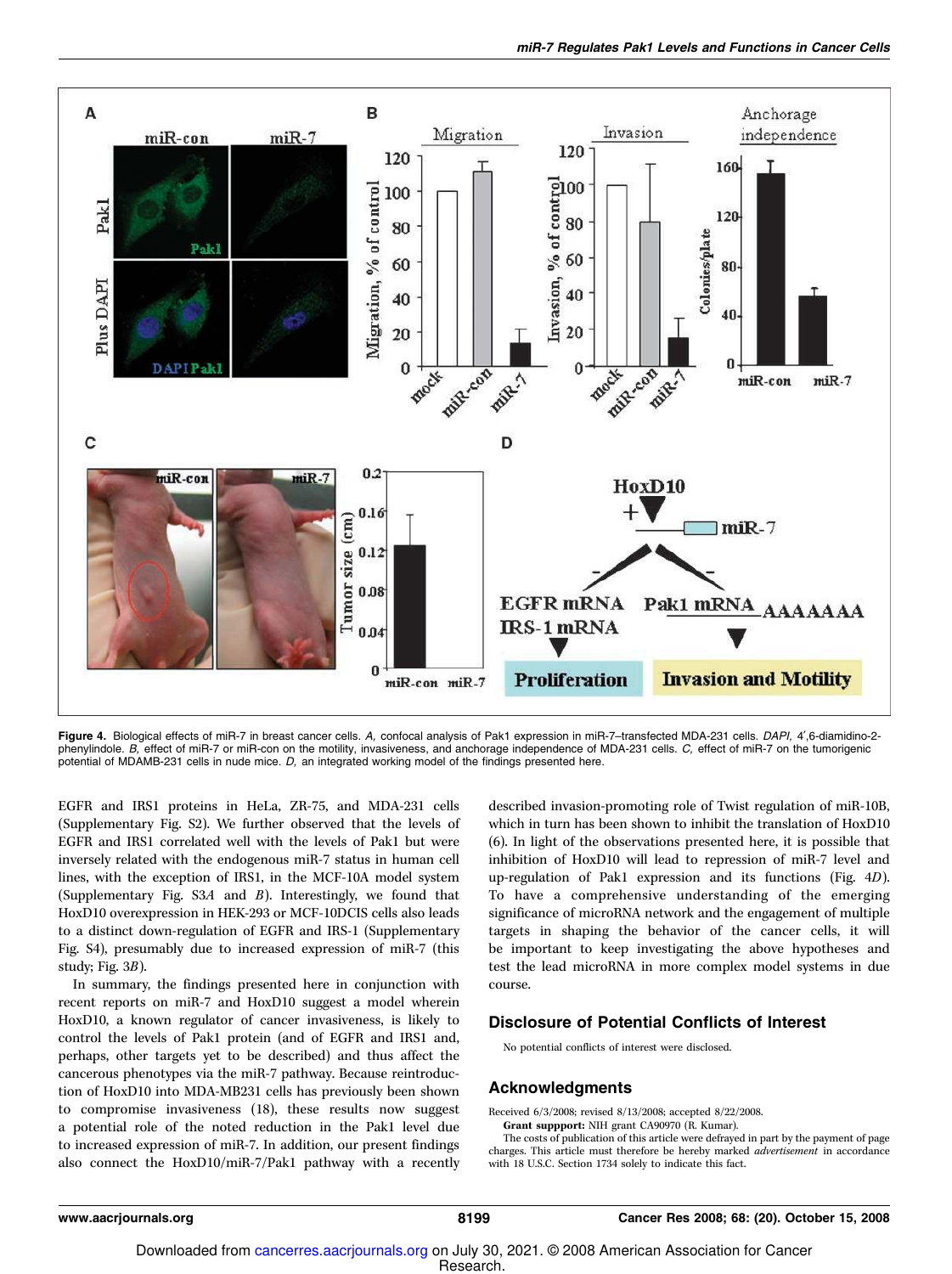Figure 4. Biological effects of miR-7 in breast cancer cells. *A,* confocal analysis of Pak1 expression in miR-7–transfected MDA-231 cells. *DAPI,* 4′,6-diamidino-2-phenylindole. *B,* effect of miR-7 or miR-con on the motility, invasiveness, and anchorage independence of MDA-231 cells. *C,* effect of miR-7 on the tumorigenic potential of MDAMB-231 cells in nude mice. *D,* an integrated working model of the findings presented here.

EGFR and IRS1 proteins in HeLa, ZR-75, and MDA-231 cells (Supplementary Fig. S2). We further observed that the levels of EGFR and IRS1 correlated well with the levels of Pak1 but were inversely related with the endogenous miR-7 status in human cell lines, with the exception of IRS1, in the MCF-10A model system (Supplementary Fig. S3*A* and *B*). Interestingly, we found that HoxD10 overexpression in HEK-293 or MCF-10DCIS cells also leads to a distinct down-regulation of EGFR and IRS-1 (Supplementary Fig. S4), presumably due to increased expression of miR-7 (this study; Fig. 3*B*).

In summary, the findings presented here in conjunction with recent reports on miR-7 and HoxD10 suggest a model wherein HoxD10, a known regulator of cancer invasiveness, is likely to control the levels of Pak1 protein (and of EGFR and IRS1 and, perhaps, other targets yet to be described) and thus affect the cancerous phenotypes via the miR-7 pathway. Because reintroduction of HoxD10 into MDA-MB231 cells has previously been shown to compromise invasiveness (18), these results now suggest a potential role of the noted reduction in the Pak1 level due to increased expression of miR-7. In addition, our present findings also connect the HoxD10/miR-7/Pak1 pathway with a recently described invasion-promoting role of Twist regulation of miR-10B, which in turn has been shown to inhibit the translation of HoxD10 (6). In light of the observations presented here, it is possible that inhibition of HoxD10 will lead to repression of miR-7 level and up-regulation of Pak1 expression and its functions (Fig. 4*D*). To have a comprehensive understanding of the emerging significance of microRNA network and the engagement of multiple targets in shaping the behavior of the cancer cells, it will be important to keep investigating the above hypotheses and test the lead microRNA in more complex model systems in due course.

## Disclosure of Potential Conflicts of Interest

No potential conflicts of interest were disclosed.

## Acknowledgments

Received 6/3/2008; revised 8/13/2008; accepted 8/22/2008.

**Grant suppport:** NIH grant CA90970 (R. Kumar).

The costs of publication of this article were defrayed in part by the payment of page charges. This article must therefore be hereby marked *advertisement* in accordance with 18 U.S.C. Section 1734 solely to indicate this fact.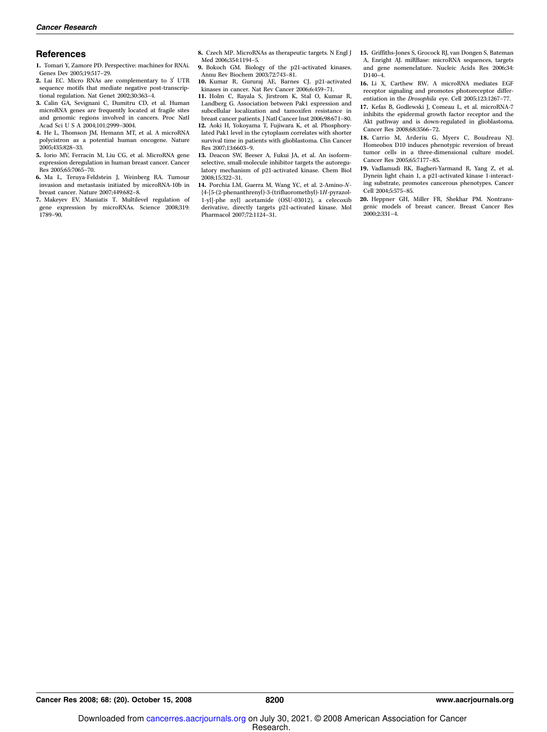## References

1. Tomari Y, Zamore PD. Perspective: machines for RNAi. Genes Dev 2005;19:517–29.
2. Lai EC. Micro RNAs are complementary to 3′ UTR sequence motifs that mediate negative post-transcriptional regulation. Nat Genet 2002;30:363–4.
3. Calin GA, Sevignani C, Dumitru CD, et al. Human microRNA genes are frequently located at fragile sites and genomic regions involved in cancers. Proc Natl Acad Sci U S A 2004;101:2999–3004.
4. He L, Thomson JM, Hemann MT, et al. A microRNA polycistron as a potential human oncogene. Nature 2005;435:828–33.
5. Iorio MV, Ferracin M, Liu CG, et al. MicroRNA gene expression deregulation in human breast cancer. Cancer Res 2005;65:7065–70.
6. Ma L, Teruya-Feldstein J, Weinberg RA. Tumour invasion and metastasis initiated by microRNA-10b in breast cancer. Nature 2007;449:682–8.
7. Makeyev EV, Maniatis T. Multilevel regulation of gene expression by microRNAs. Science 2008;319:1789–90.
8. Czech MP. MicroRNAs as therapeutic targets. N Engl J Med 2006;354:1194–5.
9. Bokoch GM. Biology of the p21-activated kinases. Annu Rev Biochem 2003;72:743–81.
10. Kumar R, Gururaj AE, Barnes CJ. p21-activated kinases in cancer. Nat Rev Cancer 2006;6:459–71.
11. Holm C, Rayala S, Jirstrom K, Stal O, Kumar R, Landberg G. Association between Pak1 expression and subcellular localization and tamoxifen resistance in breast cancer patients. J Natl Cancer Inst 2006;98:671–80.
12. Aoki H, Yokoyama T, Fujiwara K, et al. Phosphorylated Pak1 level in the cytoplasm correlates with shorter survival time in patients with glioblastoma. Clin Cancer Res 2007;13:6603–9.
13. Deacon SW, Beeser A, Fukui JA, et al. An isoform-selective, small-molecule inhibitor targets the autoregulatory mechanism of p21-activated kinase. Chem Biol 2008;15:322–31.
14. Porchia LM, Guerra M, Wang YC, et al. 2-Amino-*N*-{4-[5-(2-phenanthrenyl)-3-(trifluoromethyl)-1*H*-pyrazol-1-yl]-phe nyl} acetamide (OSU-03012), a celecoxib derivative, directly targets p21-activated kinase. Mol Pharmacol 2007;72:1124–31.
15. Griffiths-Jones S, Grocock RJ, van Dongen S, Bateman A, Enright AJ. miRBase: microRNA sequences, targets and gene nomenclature. Nucleic Acids Res 2006;34:D140–4.
16. Li X, Carthew RW. A microRNA mediates EGF receptor signaling and promotes photoreceptor differentiation in the *Drosophila* eye. Cell 2005;123:1267–77.
17. Kefas B, Godlewski J, Comeau L, et al. microRNA-7 inhibits the epidermal growth factor receptor and the Akt pathway and is down-regulated in glioblastoma. Cancer Res 2008;68:3566–72.
18. Carrio M, Arderiu G, Myers C, Boudreau NJ. Homeobox D10 induces phenotypic reversion of breast tumor cells in a three-dimensional culture model. Cancer Res 2005;65:7177–85.
19. Vadlamudi RK, Bagheri-Yarmand R, Yang Z, et al. Dynein light chain 1, a p21-activated kinase 1-interacting substrate, promotes cancerous phenotypes. Cancer Cell 2004;5:575–85.
20. Heppner GH, Miller FR, Shekhar PM. Nontransgenic models of breast cancer. Breast Cancer Res 2000;2:331–4.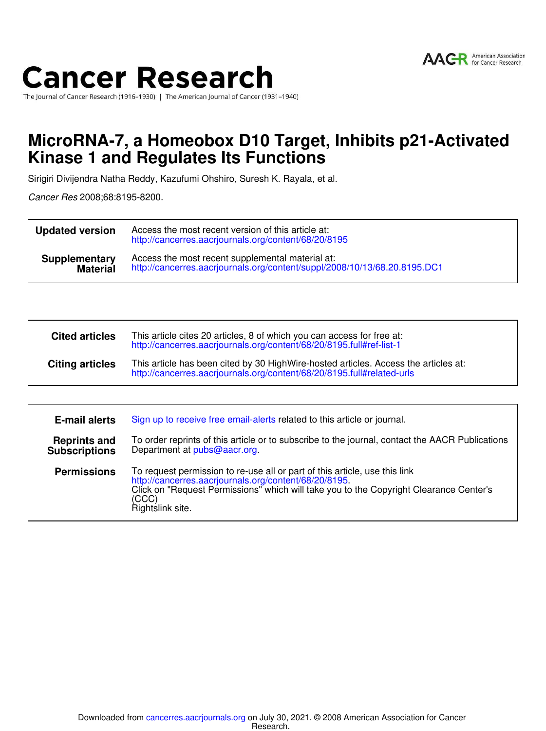# Cancer Research

The Journal of Cancer Research (1916–1930) | The American Journal of Cancer (1931–1940)

American Association for Cancer Research

# MicroRNA-7, a Homeobox D10 Target, Inhibits p21-Activated Kinase 1 and Regulates Its Functions

Sirigiri Divijendra Natha Reddy, Kazufumi Ohshiro, Suresh K. Rayala, et al.

*Cancer Res* 2008;68:8195-8200.

| | |
|---|---|
| **Updated version** | Access the most recent version of this article at: http://cancerres.aacrjournals.org/content/68/20/8195 |
| **Supplementary Material** | Access the most recent supplemental material at: http://cancerres.aacrjournals.org/content/suppl/2008/10/13/68.20.8195.DC1 |

| | |
|---|---|
| **Cited articles** | This article cites 20 articles, 8 of which you can access for free at: http://cancerres.aacrjournals.org/content/68/20/8195.full#ref-list-1 |
| **Citing articles** | This article has been cited by 30 HighWire-hosted articles. Access the articles at: http://cancerres.aacrjournals.org/content/68/20/8195.full#related-urls |

| | |
|---|---|
| **E-mail alerts** | Sign up to receive free email-alerts related to this article or journal. |
| **Reprints and Subscriptions** | To order reprints of this article or to subscribe to the journal, contact the AACR Publications Department at pubs@aacr.org. |
| **Permissions** | To request permission to re-use all or part of this article, use this link http://cancerres.aacrjournals.org/content/68/20/8195. Click on "Request Permissions" which will take you to the Copyright Clearance Center's (CCC) Rightslink site. |

Downloaded from cancerres.aacrjournals.org on July 30, 2021. © 2008 American Association for Cancer Research.